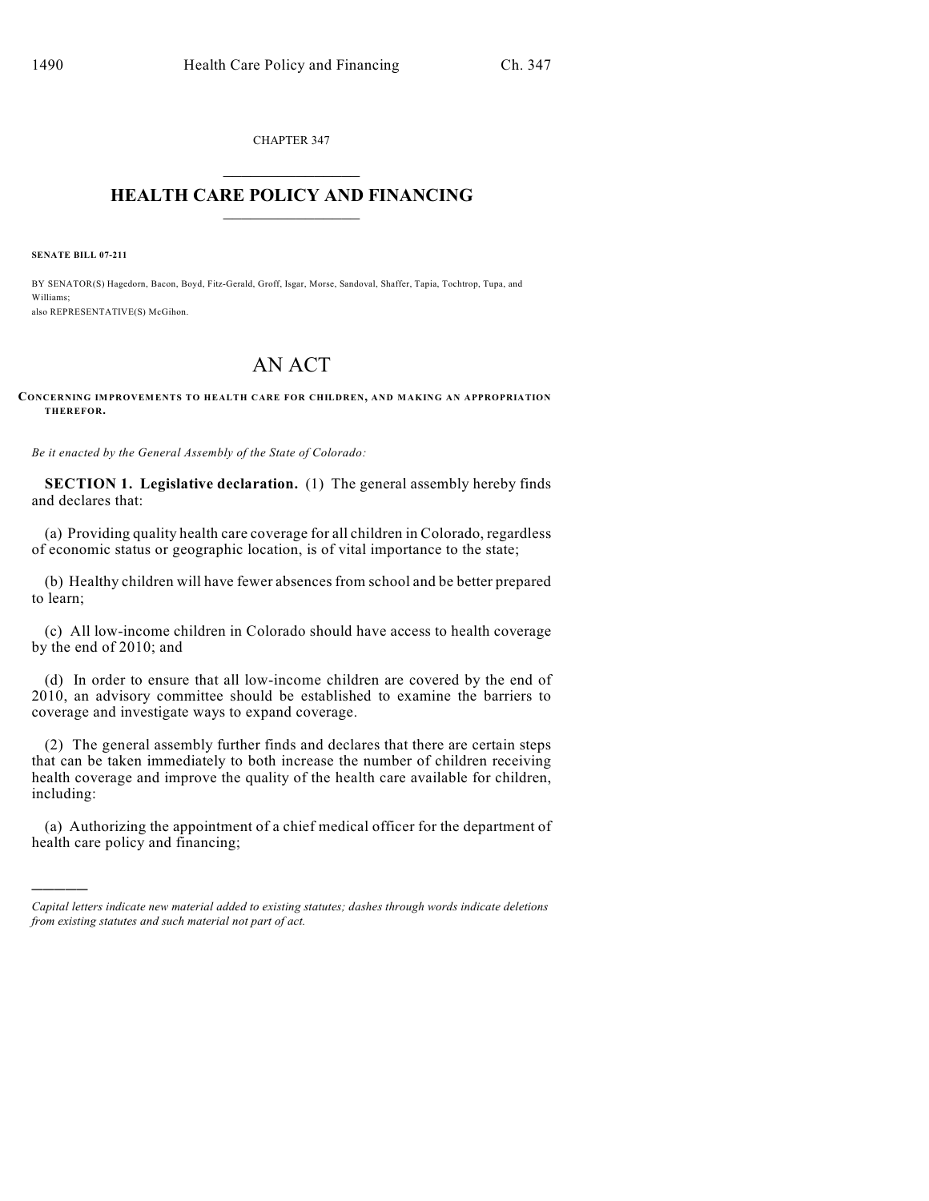CHAPTER 347

# HEALTH CARE POLICY AND FINANCING

**SENATE BILL 07-211**

BY SENATOR(S) Hagedorn, Bacon, Boyd, Fitz-Gerald, Groff, Isgar, Morse, Sandoval, Shaffer, Tapia, Tochtrop, Tupa, and Williams;
also REPRESENTATIVE(S) McGihon.

# AN ACT

**CONCERNING IMPROVEMENTS TO HEALTH CARE FOR CHILDREN, AND MAKING AN APPROPRIATION THEREFOR.**

*Be it enacted by the General Assembly of the State of Colorado:*

**SECTION 1. Legislative declaration.** (1) The general assembly hereby finds and declares that:

(a) Providing quality health care coverage for all children in Colorado, regardless of economic status or geographic location, is of vital importance to the state;

(b) Healthy children will have fewer absences from school and be better prepared to learn;

(c) All low-income children in Colorado should have access to health coverage by the end of 2010; and

(d) In order to ensure that all low-income children are covered by the end of 2010, an advisory committee should be established to examine the barriers to coverage and investigate ways to expand coverage.

(2) The general assembly further finds and declares that there are certain steps that can be taken immediately to both increase the number of children receiving health coverage and improve the quality of the health care available for children, including:

(a) Authorizing the appointment of a chief medical officer for the department of health care policy and financing;

*Capital letters indicate new material added to existing statutes; dashes through words indicate deletions from existing statutes and such material not part of act.*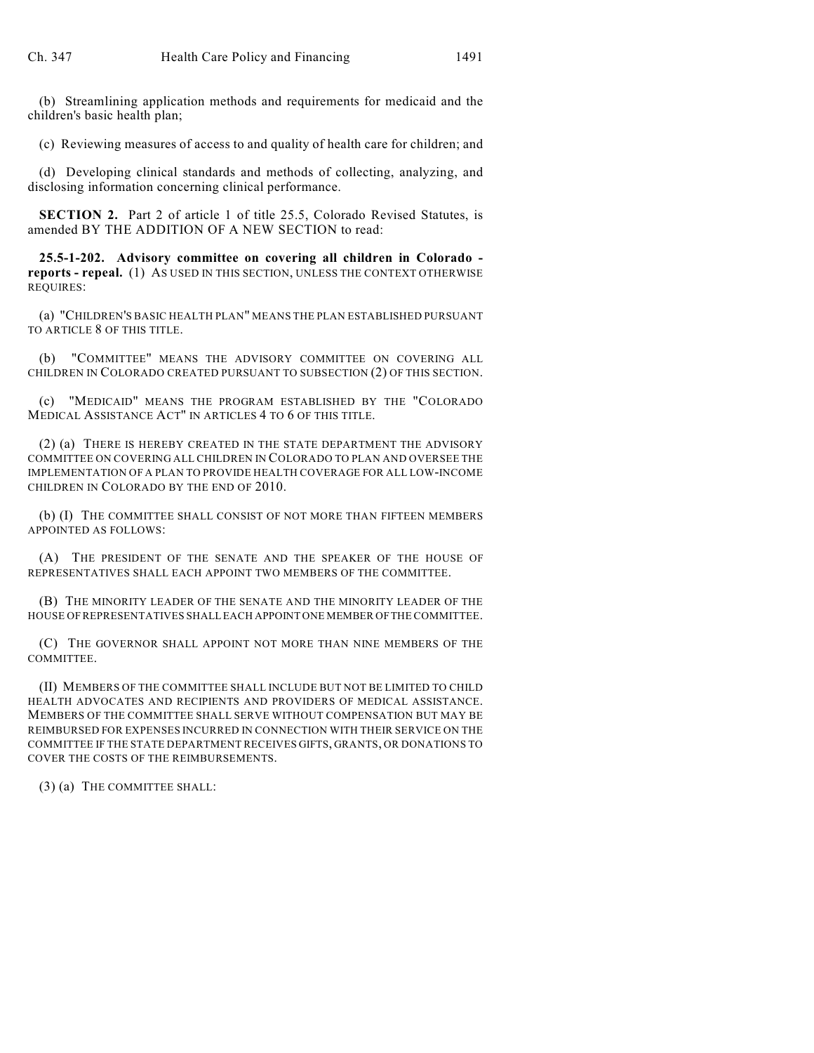(b) Streamlining application methods and requirements for medicaid and the children's basic health plan;

(c) Reviewing measures of access to and quality of health care for children; and

(d) Developing clinical standards and methods of collecting, analyzing, and disclosing information concerning clinical performance.

**SECTION 2.** Part 2 of article 1 of title 25.5, Colorado Revised Statutes, is amended BY THE ADDITION OF A NEW SECTION to read:

**25.5-1-202. Advisory committee on covering all children in Colorado - reports - repeal.** (1) AS USED IN THIS SECTION, UNLESS THE CONTEXT OTHERWISE REQUIRES:

(a) "CHILDREN'S BASIC HEALTH PLAN" MEANS THE PLAN ESTABLISHED PURSUANT TO ARTICLE 8 OF THIS TITLE.

(b) "COMMITTEE" MEANS THE ADVISORY COMMITTEE ON COVERING ALL CHILDREN IN COLORADO CREATED PURSUANT TO SUBSECTION (2) OF THIS SECTION.

(c) "MEDICAID" MEANS THE PROGRAM ESTABLISHED BY THE "COLORADO MEDICAL ASSISTANCE ACT" IN ARTICLES 4 TO 6 OF THIS TITLE.

(2) (a) THERE IS HEREBY CREATED IN THE STATE DEPARTMENT THE ADVISORY COMMITTEE ON COVERING ALL CHILDREN IN COLORADO TO PLAN AND OVERSEE THE IMPLEMENTATION OF A PLAN TO PROVIDE HEALTH COVERAGE FOR ALL LOW-INCOME CHILDREN IN COLORADO BY THE END OF 2010.

(b) (I) THE COMMITTEE SHALL CONSIST OF NOT MORE THAN FIFTEEN MEMBERS APPOINTED AS FOLLOWS:

(A) THE PRESIDENT OF THE SENATE AND THE SPEAKER OF THE HOUSE OF REPRESENTATIVES SHALL EACH APPOINT TWO MEMBERS OF THE COMMITTEE.

(B) THE MINORITY LEADER OF THE SENATE AND THE MINORITY LEADER OF THE HOUSE OF REPRESENTATIVES SHALL EACH APPOINT ONE MEMBER OF THE COMMITTEE.

(C) THE GOVERNOR SHALL APPOINT NOT MORE THAN NINE MEMBERS OF THE COMMITTEE.

(II) MEMBERS OF THE COMMITTEE SHALL INCLUDE BUT NOT BE LIMITED TO CHILD HEALTH ADVOCATES AND RECIPIENTS AND PROVIDERS OF MEDICAL ASSISTANCE. MEMBERS OF THE COMMITTEE SHALL SERVE WITHOUT COMPENSATION BUT MAY BE REIMBURSED FOR EXPENSES INCURRED IN CONNECTION WITH THEIR SERVICE ON THE COMMITTEE IF THE STATE DEPARTMENT RECEIVES GIFTS, GRANTS, OR DONATIONS TO COVER THE COSTS OF THE REIMBURSEMENTS.

(3) (a) THE COMMITTEE SHALL: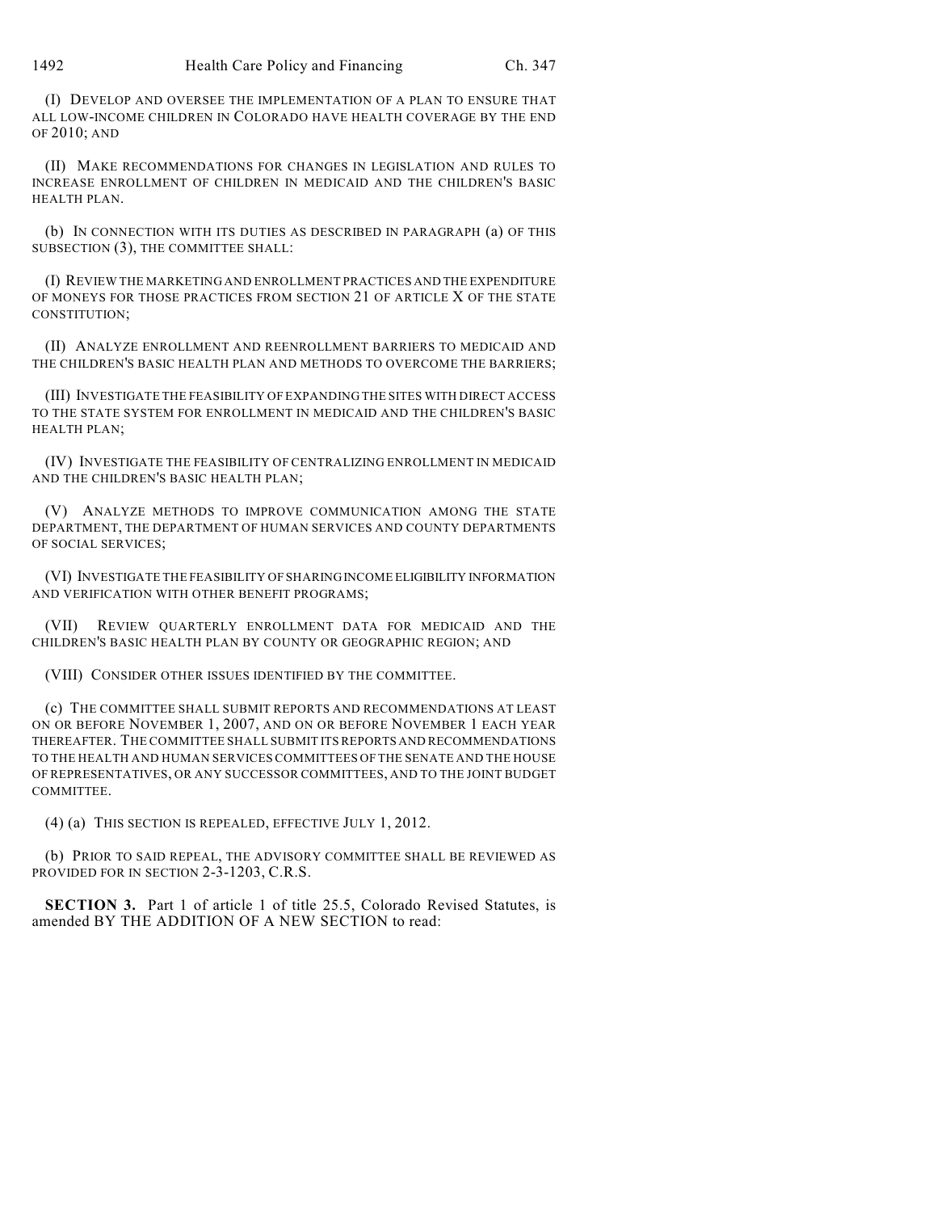(I) DEVELOP AND OVERSEE THE IMPLEMENTATION OF A PLAN TO ENSURE THAT ALL LOW-INCOME CHILDREN IN COLORADO HAVE HEALTH COVERAGE BY THE END OF 2010; AND

(II) MAKE RECOMMENDATIONS FOR CHANGES IN LEGISLATION AND RULES TO INCREASE ENROLLMENT OF CHILDREN IN MEDICAID AND THE CHILDREN'S BASIC HEALTH PLAN.

(b) IN CONNECTION WITH ITS DUTIES AS DESCRIBED IN PARAGRAPH (a) OF THIS SUBSECTION (3), THE COMMITTEE SHALL:

(I) REVIEW THE MARKETING AND ENROLLMENT PRACTICES AND THE EXPENDITURE OF MONEYS FOR THOSE PRACTICES FROM SECTION 21 OF ARTICLE X OF THE STATE CONSTITUTION;

(II) ANALYZE ENROLLMENT AND REENROLLMENT BARRIERS TO MEDICAID AND THE CHILDREN'S BASIC HEALTH PLAN AND METHODS TO OVERCOME THE BARRIERS;

(III) INVESTIGATE THE FEASIBILITY OF EXPANDING THE SITES WITH DIRECT ACCESS TO THE STATE SYSTEM FOR ENROLLMENT IN MEDICAID AND THE CHILDREN'S BASIC HEALTH PLAN;

(IV) INVESTIGATE THE FEASIBILITY OF CENTRALIZING ENROLLMENT IN MEDICAID AND THE CHILDREN'S BASIC HEALTH PLAN;

(V) ANALYZE METHODS TO IMPROVE COMMUNICATION AMONG THE STATE DEPARTMENT, THE DEPARTMENT OF HUMAN SERVICES AND COUNTY DEPARTMENTS OF SOCIAL SERVICES;

(VI) INVESTIGATE THE FEASIBILITY OF SHARING INCOME ELIGIBILITY INFORMATION AND VERIFICATION WITH OTHER BENEFIT PROGRAMS;

(VII) REVIEW QUARTERLY ENROLLMENT DATA FOR MEDICAID AND THE CHILDREN'S BASIC HEALTH PLAN BY COUNTY OR GEOGRAPHIC REGION; AND

(VIII) CONSIDER OTHER ISSUES IDENTIFIED BY THE COMMITTEE.

(c) THE COMMITTEE SHALL SUBMIT REPORTS AND RECOMMENDATIONS AT LEAST ON OR BEFORE NOVEMBER 1, 2007, AND ON OR BEFORE NOVEMBER 1 EACH YEAR THEREAFTER. THE COMMITTEE SHALL SUBMIT ITS REPORTS AND RECOMMENDATIONS TO THE HEALTH AND HUMAN SERVICES COMMITTEES OF THE SENATE AND THE HOUSE OF REPRESENTATIVES, OR ANY SUCCESSOR COMMITTEES, AND TO THE JOINT BUDGET COMMITTEE.

(4) (a) THIS SECTION IS REPEALED, EFFECTIVE JULY 1, 2012.

(b) PRIOR TO SAID REPEAL, THE ADVISORY COMMITTEE SHALL BE REVIEWED AS PROVIDED FOR IN SECTION 2-3-1203, C.R.S.

**SECTION 3.** Part 1 of article 1 of title 25.5, Colorado Revised Statutes, is amended BY THE ADDITION OF A NEW SECTION to read: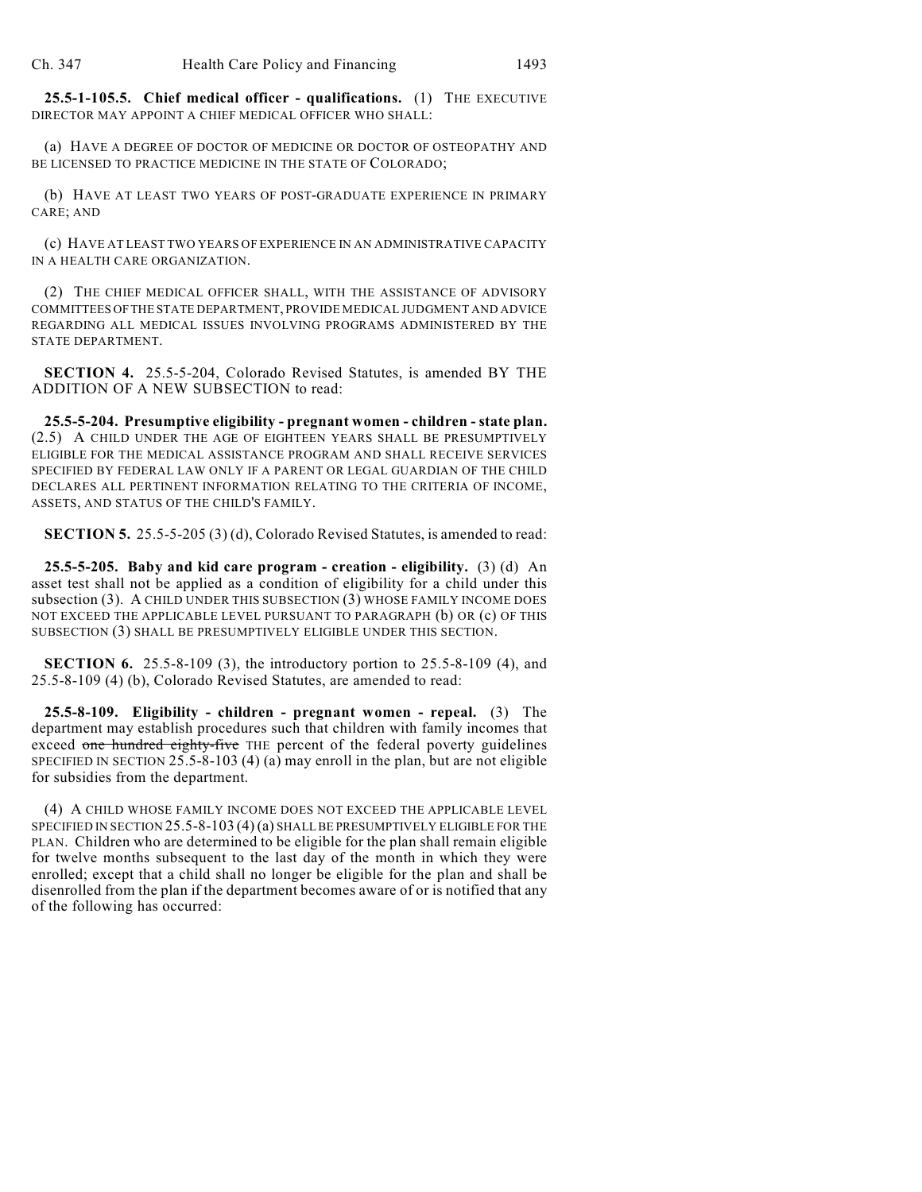**25.5-1-105.5. Chief medical officer - qualifications.** (1) THE EXECUTIVE DIRECTOR MAY APPOINT A CHIEF MEDICAL OFFICER WHO SHALL:

(a) HAVE A DEGREE OF DOCTOR OF MEDICINE OR DOCTOR OF OSTEOPATHY AND BE LICENSED TO PRACTICE MEDICINE IN THE STATE OF COLORADO;

(b) HAVE AT LEAST TWO YEARS OF POST-GRADUATE EXPERIENCE IN PRIMARY CARE; AND

(c) HAVE AT LEAST TWO YEARS OF EXPERIENCE IN AN ADMINISTRATIVE CAPACITY IN A HEALTH CARE ORGANIZATION.

(2) THE CHIEF MEDICAL OFFICER SHALL, WITH THE ASSISTANCE OF ADVISORY COMMITTEES OF THE STATE DEPARTMENT, PROVIDE MEDICAL JUDGMENT AND ADVICE REGARDING ALL MEDICAL ISSUES INVOLVING PROGRAMS ADMINISTERED BY THE STATE DEPARTMENT.

**SECTION 4.** 25.5-5-204, Colorado Revised Statutes, is amended BY THE ADDITION OF A NEW SUBSECTION to read:

**25.5-5-204. Presumptive eligibility - pregnant women - children - state plan.** (2.5) A CHILD UNDER THE AGE OF EIGHTEEN YEARS SHALL BE PRESUMPTIVELY ELIGIBLE FOR THE MEDICAL ASSISTANCE PROGRAM AND SHALL RECEIVE SERVICES SPECIFIED BY FEDERAL LAW ONLY IF A PARENT OR LEGAL GUARDIAN OF THE CHILD DECLARES ALL PERTINENT INFORMATION RELATING TO THE CRITERIA OF INCOME, ASSETS, AND STATUS OF THE CHILD'S FAMILY.

**SECTION 5.** 25.5-5-205 (3) (d), Colorado Revised Statutes, is amended to read:

**25.5-5-205. Baby and kid care program - creation - eligibility.** (3) (d) An asset test shall not be applied as a condition of eligibility for a child under this subsection (3). A CHILD UNDER THIS SUBSECTION (3) WHOSE FAMILY INCOME DOES NOT EXCEED THE APPLICABLE LEVEL PURSUANT TO PARAGRAPH (b) OR (c) OF THIS SUBSECTION (3) SHALL BE PRESUMPTIVELY ELIGIBLE UNDER THIS SECTION.

**SECTION 6.** 25.5-8-109 (3), the introductory portion to 25.5-8-109 (4), and 25.5-8-109 (4) (b), Colorado Revised Statutes, are amended to read:

**25.5-8-109. Eligibility - children - pregnant women - repeal.** (3) The department may establish procedures such that children with family incomes that exceed ~~one hundred eighty-five~~ THE percent of the federal poverty guidelines SPECIFIED IN SECTION 25.5-8-103 (4) (a) may enroll in the plan, but are not eligible for subsidies from the department.

(4) A CHILD WHOSE FAMILY INCOME DOES NOT EXCEED THE APPLICABLE LEVEL SPECIFIED IN SECTION 25.5-8-103 (4) (a) SHALL BE PRESUMPTIVELY ELIGIBLE FOR THE PLAN. Children who are determined to be eligible for the plan shall remain eligible for twelve months subsequent to the last day of the month in which they were enrolled; except that a child shall no longer be eligible for the plan and shall be disenrolled from the plan if the department becomes aware of or is notified that any of the following has occurred: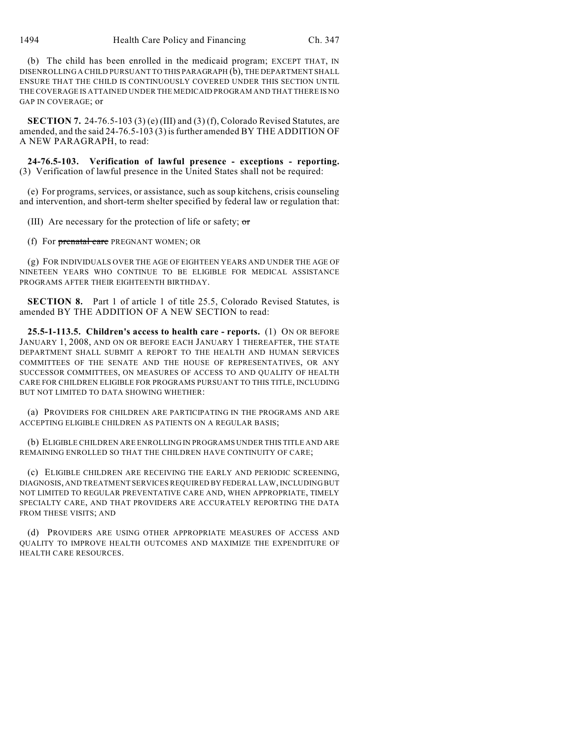(b) The child has been enrolled in the medicaid program; EXCEPT THAT, IN DISENROLLING A CHILD PURSUANT TO THIS PARAGRAPH (b), THE DEPARTMENT SHALL ENSURE THAT THE CHILD IS CONTINUOUSLY COVERED UNDER THIS SECTION UNTIL THE COVERAGE IS ATTAINED UNDER THE MEDICAID PROGRAM AND THAT THERE IS NO GAP IN COVERAGE; or

**SECTION 7.** 24-76.5-103 (3) (e) (III) and (3) (f), Colorado Revised Statutes, are amended, and the said 24-76.5-103 (3) is further amended BY THE ADDITION OF A NEW PARAGRAPH, to read:

**24-76.5-103. Verification of lawful presence - exceptions - reporting.** (3) Verification of lawful presence in the United States shall not be required:

(e) For programs, services, or assistance, such as soup kitchens, crisis counseling and intervention, and short-term shelter specified by federal law or regulation that:

(III) Are necessary for the protection of life or safety; ~~or~~

(f) For ~~prenatal care~~ PREGNANT WOMEN; OR

(g) FOR INDIVIDUALS OVER THE AGE OF EIGHTEEN YEARS AND UNDER THE AGE OF NINETEEN YEARS WHO CONTINUE TO BE ELIGIBLE FOR MEDICAL ASSISTANCE PROGRAMS AFTER THEIR EIGHTEENTH BIRTHDAY.

**SECTION 8.** Part 1 of article 1 of title 25.5, Colorado Revised Statutes, is amended BY THE ADDITION OF A NEW SECTION to read:

**25.5-1-113.5. Children's access to health care - reports.** (1) ON OR BEFORE JANUARY 1, 2008, AND ON OR BEFORE EACH JANUARY 1 THEREAFTER, THE STATE DEPARTMENT SHALL SUBMIT A REPORT TO THE HEALTH AND HUMAN SERVICES COMMITTEES OF THE SENATE AND THE HOUSE OF REPRESENTATIVES, OR ANY SUCCESSOR COMMITTEES, ON MEASURES OF ACCESS TO AND QUALITY OF HEALTH CARE FOR CHILDREN ELIGIBLE FOR PROGRAMS PURSUANT TO THIS TITLE, INCLUDING BUT NOT LIMITED TO DATA SHOWING WHETHER:

(a) PROVIDERS FOR CHILDREN ARE PARTICIPATING IN THE PROGRAMS AND ARE ACCEPTING ELIGIBLE CHILDREN AS PATIENTS ON A REGULAR BASIS;

(b) ELIGIBLE CHILDREN ARE ENROLLING IN PROGRAMS UNDER THIS TITLE AND ARE REMAINING ENROLLED SO THAT THE CHILDREN HAVE CONTINUITY OF CARE;

(c) ELIGIBLE CHILDREN ARE RECEIVING THE EARLY AND PERIODIC SCREENING, DIAGNOSIS, AND TREATMENT SERVICES REQUIRED BY FEDERAL LAW, INCLUDING BUT NOT LIMITED TO REGULAR PREVENTATIVE CARE AND, WHEN APPROPRIATE, TIMELY SPECIALTY CARE, AND THAT PROVIDERS ARE ACCURATELY REPORTING THE DATA FROM THESE VISITS; AND

(d) PROVIDERS ARE USING OTHER APPROPRIATE MEASURES OF ACCESS AND QUALITY TO IMPROVE HEALTH OUTCOMES AND MAXIMIZE THE EXPENDITURE OF HEALTH CARE RESOURCES.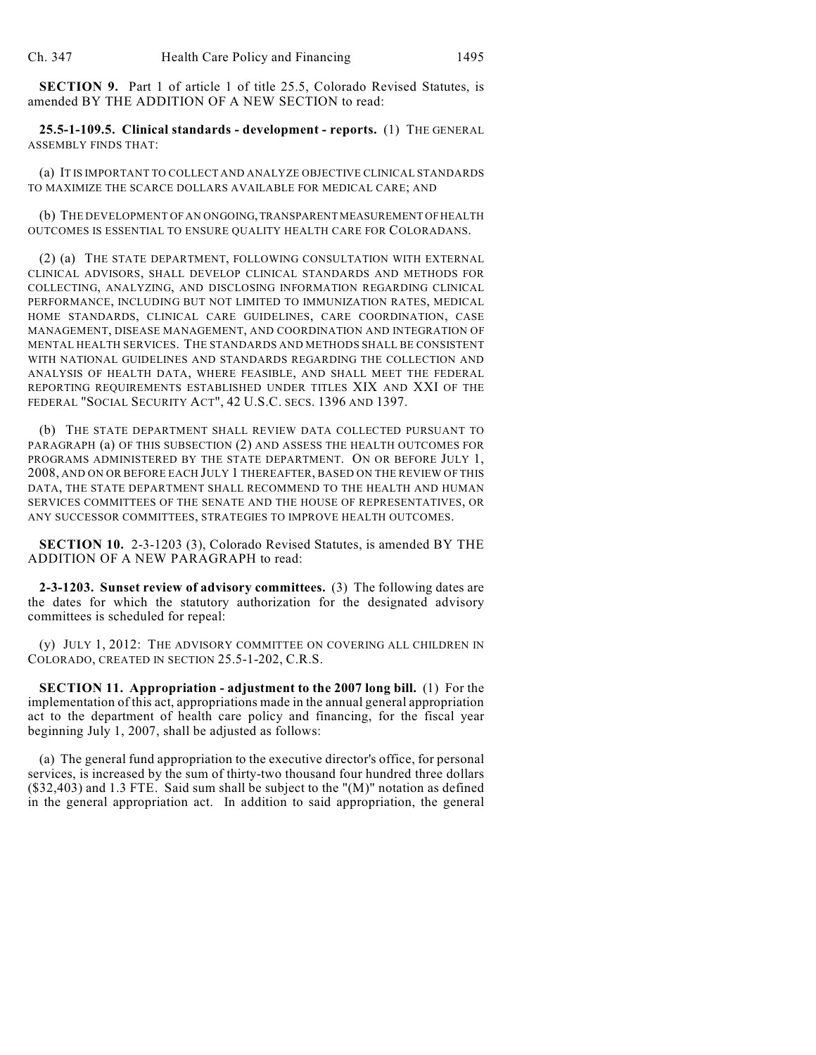**SECTION 9.** Part 1 of article 1 of title 25.5, Colorado Revised Statutes, is amended BY THE ADDITION OF A NEW SECTION to read:

**25.5-1-109.5. Clinical standards - development - reports.** (1) THE GENERAL ASSEMBLY FINDS THAT:

(a) IT IS IMPORTANT TO COLLECT AND ANALYZE OBJECTIVE CLINICAL STANDARDS TO MAXIMIZE THE SCARCE DOLLARS AVAILABLE FOR MEDICAL CARE; AND

(b) THE DEVELOPMENT OF AN ONGOING, TRANSPARENT MEASUREMENT OF HEALTH OUTCOMES IS ESSENTIAL TO ENSURE QUALITY HEALTH CARE FOR COLORADANS.

(2) (a) THE STATE DEPARTMENT, FOLLOWING CONSULTATION WITH EXTERNAL CLINICAL ADVISORS, SHALL DEVELOP CLINICAL STANDARDS AND METHODS FOR COLLECTING, ANALYZING, AND DISCLOSING INFORMATION REGARDING CLINICAL PERFORMANCE, INCLUDING BUT NOT LIMITED TO IMMUNIZATION RATES, MEDICAL HOME STANDARDS, CLINICAL CARE GUIDELINES, CARE COORDINATION, CASE MANAGEMENT, DISEASE MANAGEMENT, AND COORDINATION AND INTEGRATION OF MENTAL HEALTH SERVICES. THE STANDARDS AND METHODS SHALL BE CONSISTENT WITH NATIONAL GUIDELINES AND STANDARDS REGARDING THE COLLECTION AND ANALYSIS OF HEALTH DATA, WHERE FEASIBLE, AND SHALL MEET THE FEDERAL REPORTING REQUIREMENTS ESTABLISHED UNDER TITLES XIX AND XXI OF THE FEDERAL "SOCIAL SECURITY ACT", 42 U.S.C. SECS. 1396 AND 1397.

(b) THE STATE DEPARTMENT SHALL REVIEW DATA COLLECTED PURSUANT TO PARAGRAPH (a) OF THIS SUBSECTION (2) AND ASSESS THE HEALTH OUTCOMES FOR PROGRAMS ADMINISTERED BY THE STATE DEPARTMENT. ON OR BEFORE JULY 1, 2008, AND ON OR BEFORE EACH JULY 1 THEREAFTER, BASED ON THE REVIEW OF THIS DATA, THE STATE DEPARTMENT SHALL RECOMMEND TO THE HEALTH AND HUMAN SERVICES COMMITTEES OF THE SENATE AND THE HOUSE OF REPRESENTATIVES, OR ANY SUCCESSOR COMMITTEES, STRATEGIES TO IMPROVE HEALTH OUTCOMES.

**SECTION 10.** 2-3-1203 (3), Colorado Revised Statutes, is amended BY THE ADDITION OF A NEW PARAGRAPH to read:

**2-3-1203. Sunset review of advisory committees.** (3) The following dates are the dates for which the statutory authorization for the designated advisory committees is scheduled for repeal:

(y) JULY 1, 2012: THE ADVISORY COMMITTEE ON COVERING ALL CHILDREN IN COLORADO, CREATED IN SECTION 25.5-1-202, C.R.S.

**SECTION 11. Appropriation - adjustment to the 2007 long bill.** (1) For the implementation of this act, appropriations made in the annual general appropriation act to the department of health care policy and financing, for the fiscal year beginning July 1, 2007, shall be adjusted as follows:

(a) The general fund appropriation to the executive director's office, for personal services, is increased by the sum of thirty-two thousand four hundred three dollars ($32,403) and 1.3 FTE. Said sum shall be subject to the "(M)" notation as defined in the general appropriation act. In addition to said appropriation, the general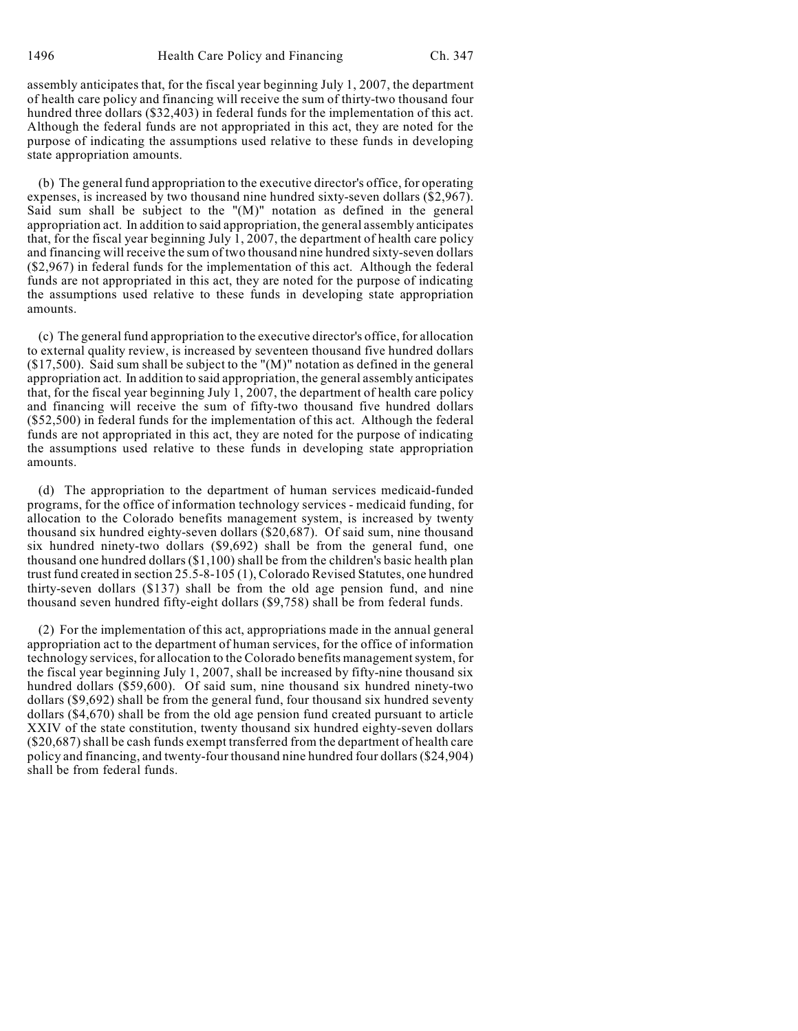assembly anticipates that, for the fiscal year beginning July 1, 2007, the department of health care policy and financing will receive the sum of thirty-two thousand four hundred three dollars ($32,403) in federal funds for the implementation of this act. Although the federal funds are not appropriated in this act, they are noted for the purpose of indicating the assumptions used relative to these funds in developing state appropriation amounts.

(b) The general fund appropriation to the executive director's office, for operating expenses, is increased by two thousand nine hundred sixty-seven dollars ($2,967). Said sum shall be subject to the "(M)" notation as defined in the general appropriation act. In addition to said appropriation, the general assembly anticipates that, for the fiscal year beginning July 1, 2007, the department of health care policy and financing will receive the sum of two thousand nine hundred sixty-seven dollars ($2,967) in federal funds for the implementation of this act. Although the federal funds are not appropriated in this act, they are noted for the purpose of indicating the assumptions used relative to these funds in developing state appropriation amounts.

(c) The general fund appropriation to the executive director's office, for allocation to external quality review, is increased by seventeen thousand five hundred dollars ($17,500). Said sum shall be subject to the "(M)" notation as defined in the general appropriation act. In addition to said appropriation, the general assembly anticipates that, for the fiscal year beginning July 1, 2007, the department of health care policy and financing will receive the sum of fifty-two thousand five hundred dollars ($52,500) in federal funds for the implementation of this act. Although the federal funds are not appropriated in this act, they are noted for the purpose of indicating the assumptions used relative to these funds in developing state appropriation amounts.

(d) The appropriation to the department of human services medicaid-funded programs, for the office of information technology services - medicaid funding, for allocation to the Colorado benefits management system, is increased by twenty thousand six hundred eighty-seven dollars ($20,687). Of said sum, nine thousand six hundred ninety-two dollars ($9,692) shall be from the general fund, one thousand one hundred dollars ($1,100) shall be from the children's basic health plan trust fund created in section 25.5-8-105 (1), Colorado Revised Statutes, one hundred thirty-seven dollars ($137) shall be from the old age pension fund, and nine thousand seven hundred fifty-eight dollars ($9,758) shall be from federal funds.

(2) For the implementation of this act, appropriations made in the annual general appropriation act to the department of human services, for the office of information technology services, for allocation to the Colorado benefits management system, for the fiscal year beginning July 1, 2007, shall be increased by fifty-nine thousand six hundred dollars ($59,600). Of said sum, nine thousand six hundred ninety-two dollars ($9,692) shall be from the general fund, four thousand six hundred seventy dollars ($4,670) shall be from the old age pension fund created pursuant to article XXIV of the state constitution, twenty thousand six hundred eighty-seven dollars ($20,687) shall be cash funds exempt transferred from the department of health care policy and financing, and twenty-four thousand nine hundred four dollars ($24,904) shall be from federal funds.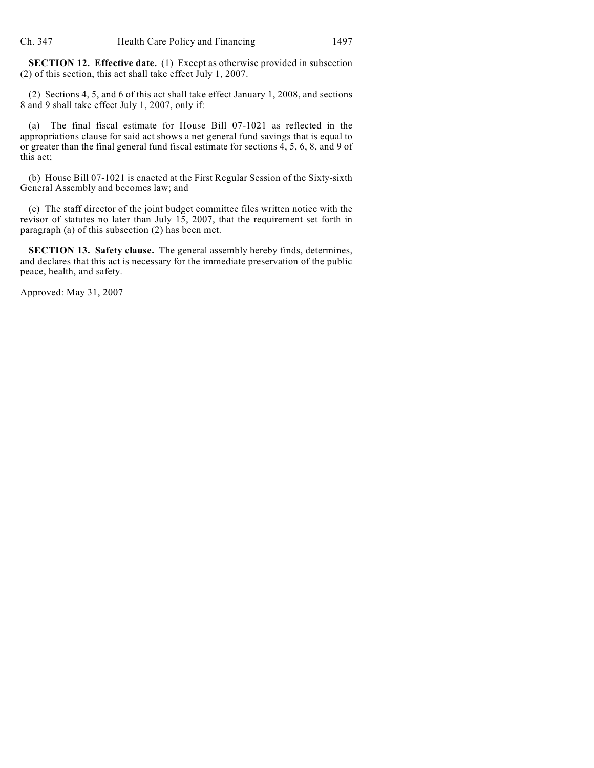**SECTION 12. Effective date.** (1) Except as otherwise provided in subsection (2) of this section, this act shall take effect July 1, 2007.

(2) Sections 4, 5, and 6 of this act shall take effect January 1, 2008, and sections 8 and 9 shall take effect July 1, 2007, only if:

(a) The final fiscal estimate for House Bill 07-1021 as reflected in the appropriations clause for said act shows a net general fund savings that is equal to or greater than the final general fund fiscal estimate for sections 4, 5, 6, 8, and 9 of this act;

(b) House Bill 07-1021 is enacted at the First Regular Session of the Sixty-sixth General Assembly and becomes law; and

(c) The staff director of the joint budget committee files written notice with the revisor of statutes no later than July 15, 2007, that the requirement set forth in paragraph (a) of this subsection (2) has been met.

**SECTION 13. Safety clause.** The general assembly hereby finds, determines, and declares that this act is necessary for the immediate preservation of the public peace, health, and safety.

Approved: May 31, 2007